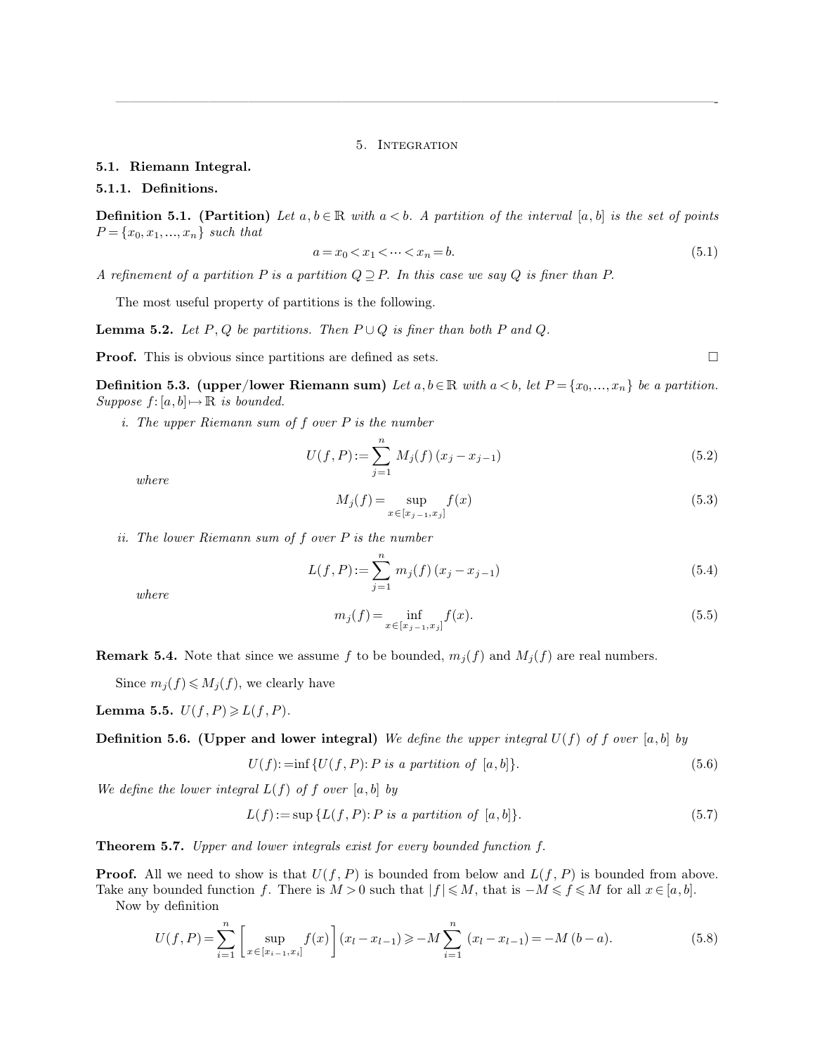# 5. Integration

## 5.1. Riemann Integral.

### 5.1.1. Definitions.

**Definition 5.1. (Partition)** *Let $a, b \in \mathbb{R}$ with $a < b$. A partition of the interval $[a, b]$ is the set of points $P = \{x_0, x_1, \ldots, x_n\}$ such that*

$$a = x_0 < x_1 < \cdots < x_n = b. \tag{5.1}$$

*A refinement of a partition $P$ is a partition $Q \supseteq P$. In this case we say $Q$ is finer than $P$.*

The most useful property of partitions is the following.

**Lemma 5.2.** *Let $P, Q$ be partitions. Then $P \cup Q$ is finer than both $P$ and $Q$.*

**Proof.** This is obvious since partitions are defined as sets. □

**Definition 5.3. (upper/lower Riemann sum)** *Let $a, b \in \mathbb{R}$ with $a < b$, let $P = \{x_0, \ldots, x_n\}$ be a partition. Suppose $f: [a, b] \mapsto \mathbb{R}$ is bounded.*

*i. The upper Riemann sum of $f$ over $P$ is the number*

$$U(f, P) := \sum_{j=1}^{n} M_j(f)\, (x_j - x_{j-1}) \tag{5.2}$$

*where*

$$M_j(f) = \sup_{x \in [x_{j-1}, x_j]} f(x) \tag{5.3}$$

*ii. The lower Riemann sum of $f$ over $P$ is the number*

$$L(f, P) := \sum_{j=1}^{n} m_j(f)\, (x_j - x_{j-1}) \tag{5.4}$$

*where*

$$m_j(f) = \inf_{x \in [x_{j-1}, x_j]} f(x). \tag{5.5}$$

**Remark 5.4.** Note that since we assume $f$ to be bounded, $m_j(f)$ and $M_j(f)$ are real numbers.

Since $m_j(f) \leqslant M_j(f)$, we clearly have

**Lemma 5.5.** *$U(f, P) \geqslant L(f, P)$.*

**Definition 5.6. (Upper and lower integral)** *We define the upper integral $U(f)$ of $f$ over $[a, b]$ by*

$$U(f) := \inf \{U(f, P): P \text{ is a partition of } [a, b]\}. \tag{5.6}$$

*We define the lower integral $L(f)$ of $f$ over $[a, b]$ by*

$$L(f) := \sup \{L(f, P): P \text{ is a partition of } [a, b]\}. \tag{5.7}$$

**Theorem 5.7.** *Upper and lower integrals exist for every bounded function $f$.*

**Proof.** All we need to show is that $U(f, P)$ is bounded from below and $L(f, P)$ is bounded from above. Take any bounded function $f$. There is $M > 0$ such that $|f| \leqslant M$, that is $-M \leqslant f \leqslant M$ for all $x \in [a, b]$.

Now by definition

$$U(f, P) = \sum_{i=1}^{n} \left[ \sup_{x \in [x_{i-1}, x_i]} f(x) \right] (x_l - x_{l-1}) \geqslant -M \sum_{i=1}^{n} (x_l - x_{l-1}) = -M\, (b - a). \tag{5.8}$$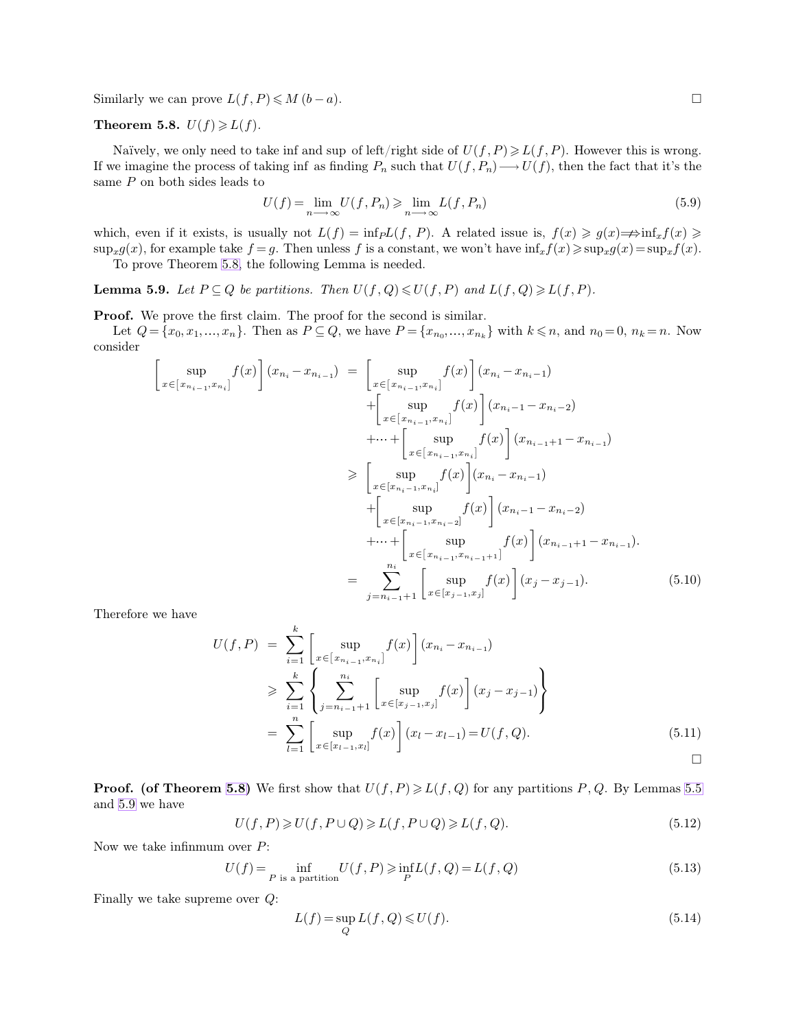Similarly we can prove $L(f, P) \leqslant M(b-a)$. □

**Theorem 5.8.** $U(f) \geqslant L(f)$.

Naïvely, we only need to take inf and sup of left/right side of $U(f, P) \geqslant L(f, P)$. However this is wrong. If we imagine the process of taking inf as finding $P_n$ such that $U(f, P_n) \longrightarrow U(f)$, then the fact that it's the same $P$ on both sides leads to

$$U(f) = \lim_{n \longrightarrow \infty} U(f, P_n) \geqslant \lim_{n \longrightarrow \infty} L(f, P_n) \tag{5.9}$$

which, even if it exists, is usually not $L(f) = \inf_P L(f, P)$. A related issue is, $f(x) \geqslant g(x) \not\Longrightarrow \inf_x f(x) \geqslant \sup_x g(x)$, for example take $f = g$. Then unless $f$ is a constant, we won't have $\inf_x f(x) \geqslant \sup_x g(x) = \sup_x f(x)$.

To prove Theorem 5.8, the following Lemma is needed.

**Lemma 5.9.** *Let $P \subseteq Q$ be partitions. Then $U(f, Q) \leqslant U(f, P)$ and $L(f, Q) \geqslant L(f, P)$.*

**Proof.** We prove the first claim. The proof for the second is similar.

Let $Q = \{x_0, x_1, \ldots, x_n\}$. Then as $P \subseteq Q$, we have $P = \{x_{n_0}, \ldots, x_{n_k}\}$ with $k \leqslant n$, and $n_0 = 0$, $n_k = n$. Now consider

$$\begin{aligned}
\left[\sup_{x \in [x_{n_{i-1}}, x_{n_i}]} f(x)\right](x_{n_i} - x_{n_{i-1}}) &= \left[\sup_{x \in [x_{n_{i-1}}, x_{n_i}]} f(x)\right](x_{n_i} - x_{n_i - 1}) \\
&\quad + \left[\sup_{x \in [x_{n_{i-1}}, x_{n_i}]} f(x)\right](x_{n_i - 1} - x_{n_i - 2}) \\
&\quad + \cdots + \left[\sup_{x \in [x_{n_{i-1}}, x_{n_i}]} f(x)\right](x_{n_{i-1}+1} - x_{n_{i-1}}) \\
&\geqslant \left[\sup_{x \in [x_{n_i - 1}, x_{n_i}]} f(x)\right](x_{n_i} - x_{n_i - 1}) \\
&\quad + \left[\sup_{x \in [x_{n_i - 1}, x_{n_i - 2}]} f(x)\right](x_{n_i - 1} - x_{n_i - 2}) \\
&\quad + \cdots + \left[\sup_{x \in [x_{n_{i-1}}, x_{n_{i-1}+1}]} f(x)\right](x_{n_{i-1}+1} - x_{n_{i-1}}). \\
&= \sum_{j = n_{i-1}+1}^{n_i} \left[\sup_{x \in [x_{j-1}, x_j]} f(x)\right](x_j - x_{j-1}).
\end{aligned} \tag{5.10}$$

Therefore we have

$$\begin{aligned}
U(f, P) &= \sum_{i=1}^{k} \left[\sup_{x \in [x_{n_{i-1}}, x_{n_i}]} f(x)\right](x_{n_i} - x_{n_{i-1}}) \\
&\geqslant \sum_{i=1}^{k} \left\{\sum_{j = n_{i-1}+1}^{n_i} \left[\sup_{x \in [x_{j-1}, x_j]} f(x)\right](x_j - x_{j-1})\right\} \\
&= \sum_{l=1}^{n} \left[\sup_{x \in [x_{l-1}, x_l]} f(x)\right](x_l - x_{l-1}) = U(f, Q).
\end{aligned} \tag{5.11}$$

□

**Proof. (of Theorem 5.8)** We first show that $U(f, P) \geqslant L(f, Q)$ for any partitions $P, Q$. By Lemmas 5.5 and 5.9 we have

$$U(f, P) \geqslant U(f, P \cup Q) \geqslant L(f, P \cup Q) \geqslant L(f, Q). \tag{5.12}$$

Now we take infinmum over $P$:

$$U(f) = \inf_{P \text{ is a partition}} U(f, P) \geqslant \inf_P L(f, Q) = L(f, Q) \tag{5.13}$$

Finally we take supreme over $Q$:

$$L(f) = \sup_Q L(f, Q) \leqslant U(f). \tag{5.14}$$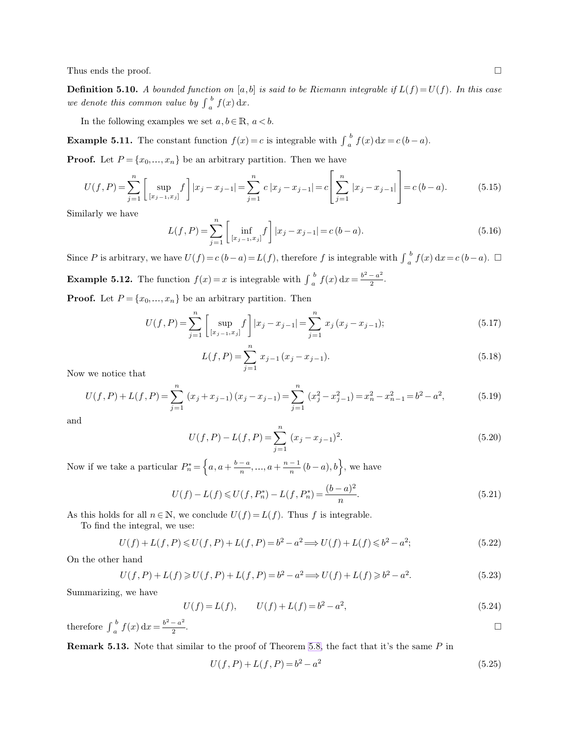Thus ends the proof. □

**Definition 5.10.** *A bounded function on $[a,b]$ is said to be Riemann integrable if $L(f)=U(f)$. In this case we denote this common value by $\int_a^b f(x)\,\mathrm{d}x$.*

In the following examples we set $a,b\in\mathbb{R}$, $a<b$.

**Example 5.11.** The constant function $f(x)=c$ is integrable with $\int_a^b f(x)\,\mathrm{d}x=c\,(b-a)$.

**Proof.** Let $P=\{x_0,\ldots,x_n\}$ be an arbitrary partition. Then we have

$$U(f,P)=\sum_{j=1}^n \left[\sup_{[x_{j-1},x_j]} f\right]|x_j-x_{j-1}|=\sum_{j=1}^n c\,|x_j-x_{j-1}|=c\left[\sum_{j=1}^n |x_j-x_{j-1}|\right]=c\,(b-a). \tag{5.15}$$

Similarly we have

$$L(f,P)=\sum_{j=1}^n \left[\inf_{[x_{j-1},x_j]} f\right]|x_j-x_{j-1}|=c\,(b-a). \tag{5.16}$$

Since $P$ is arbitrary, we have $U(f)=c\,(b-a)=L(f)$, therefore $f$ is integrable with $\int_a^b f(x)\,\mathrm{d}x=c\,(b-a)$. □

**Example 5.12.** The function $f(x)=x$ is integrable with $\int_a^b f(x)\,\mathrm{d}x=\frac{b^2-a^2}{2}$.

**Proof.** Let $P=\{x_0,\ldots,x_n\}$ be an arbitrary partition. Then

$$U(f,P)=\sum_{j=1}^n \left[\sup_{[x_{j-1},x_j]} f\right]|x_j-x_{j-1}|=\sum_{j=1}^n x_j\,(x_j-x_{j-1}); \tag{5.17}$$

$$L(f,P)=\sum_{j=1}^n x_{j-1}\,(x_j-x_{j-1}). \tag{5.18}$$

Now we notice that

$$U(f,P)+L(f,P)=\sum_{j=1}^n (x_j+x_{j-1})\,(x_j-x_{j-1})=\sum_{j=1}^n (x_j^2-x_{j-1}^2)=x_n^2-x_{n-1}^2=b^2-a^2, \tag{5.19}$$

and

$$U(f,P)-L(f,P)=\sum_{j=1}^n (x_j-x_{j-1})^2. \tag{5.20}$$

Now if we take a particular $P_n^*=\left\{a,a+\frac{b-a}{n},\ldots,a+\frac{n-1}{n}(b-a),b\right\}$, we have

$$U(f)-L(f)\leqslant U(f,P_n^*)-L(f,P_n^*)=\frac{(b-a)^2}{n}. \tag{5.21}$$

As this holds for all $n\in\mathbb{N}$, we conclude $U(f)=L(f)$. Thus $f$ is integrable.

To find the integral, we use:

$$U(f)+L(f,P)\leqslant U(f,P)+L(f,P)=b^2-a^2\Longrightarrow U(f)+L(f)\leqslant b^2-a^2; \tag{5.22}$$

On the other hand

$$U(f,P)+L(f)\geqslant U(f,P)+L(f,P)=b^2-a^2\Longrightarrow U(f)+L(f)\geqslant b^2-a^2. \tag{5.23}$$

Summarizing, we have

$$U(f)=L(f),\qquad U(f)+L(f)=b^2-a^2, \tag{5.24}$$

therefore $\int_a^b f(x)\,\mathrm{d}x=\frac{b^2-a^2}{2}$. □

**Remark 5.13.** Note that similar to the proof of Theorem 5.8, the fact that it's the same $P$ in

$$U(f,P)+L(f,P)=b^2-a^2 \tag{5.25}$$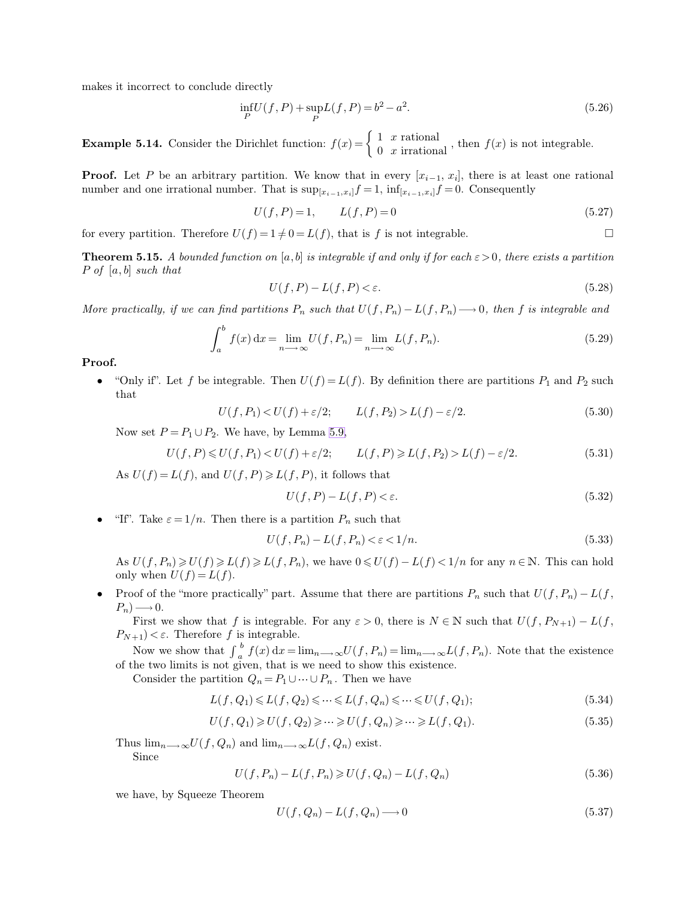makes it incorrect to conclude directly

$$\inf_P U(f, P) + \sup_P L(f, P) = b^2 - a^2. \tag{5.26}$$

**Example 5.14.** Consider the Dirichlet function: $f(x) = \begin{cases} 1 & x \text{ rational} \\ 0 & x \text{ irrational} \end{cases}$, then $f(x)$ is not integrable.

**Proof.** Let $P$ be an arbitrary partition. We know that in every $[x_{i-1}, x_i]$, there is at least one rational number and one irrational number. That is $\sup_{[x_{i-1}, x_i]} f = 1$, $\inf_{[x_{i-1}, x_i]} f = 0$. Consequently

$$U(f, P) = 1, \qquad L(f, P) = 0 \tag{5.27}$$

for every partition. Therefore $U(f) = 1 \neq 0 = L(f)$, that is $f$ is not integrable. □

**Theorem 5.15.** *A bounded function on $[a, b]$ is integrable if and only if for each $\varepsilon > 0$, there exists a partition $P$ of $[a, b]$ such that*

$$U(f, P) - L(f, P) < \varepsilon. \tag{5.28}$$

*More practically, if we can find partitions $P_n$ such that $U(f, P_n) - L(f, P_n) \longrightarrow 0$, then $f$ is integrable and*

$$\int_a^b f(x)\, \mathrm{d}x = \lim_{n \longrightarrow \infty} U(f, P_n) = \lim_{n \longrightarrow \infty} L(f, P_n). \tag{5.29}$$

**Proof.**

- "Only if". Let $f$ be integrable. Then $U(f) = L(f)$. By definition there are partitions $P_1$ and $P_2$ such that

$$U(f, P_1) < U(f) + \varepsilon/2; \qquad L(f, P_2) > L(f) - \varepsilon/2. \tag{5.30}$$

  Now set $P = P_1 \cup P_2$. We have, by Lemma 5.9,

$$U(f, P) \leqslant U(f, P_1) < U(f) + \varepsilon/2; \qquad L(f, P) \geqslant L(f, P_2) > L(f) - \varepsilon/2. \tag{5.31}$$

  As $U(f) = L(f)$, and $U(f, P) \geqslant L(f, P)$, it follows that

$$U(f, P) - L(f, P) < \varepsilon. \tag{5.32}$$

- "If". Take $\varepsilon = 1/n$. Then there is a partition $P_n$ such that

$$U(f, P_n) - L(f, P_n) < \varepsilon < 1/n. \tag{5.33}$$

  As $U(f, P_n) \geqslant U(f) \geqslant L(f) \geqslant L(f, P_n)$, we have $0 \leqslant U(f) - L(f) < 1/n$ for any $n \in \mathbb{N}$. This can hold only when $U(f) = L(f)$.

- Proof of the "more practically" part. Assume that there are partitions $P_n$ such that $U(f, P_n) - L(f, P_n) \longrightarrow 0$.

  First we show that $f$ is integrable. For any $\varepsilon > 0$, there is $N \in \mathbb{N}$ such that $U(f, P_{N+1}) - L(f, P_{N+1}) < \varepsilon$. Therefore $f$ is integrable.

  Now we show that $\int_a^b f(x)\, \mathrm{d}x = \lim_{n \longrightarrow \infty} U(f, P_n) = \lim_{n \longrightarrow \infty} L(f, P_n)$. Note that the existence of the two limits is not given, that is we need to show this existence.

  Consider the partition $Q_n = P_1 \cup \cdots \cup P_n$. Then we have

$$L(f, Q_1) \leqslant L(f, Q_2) \leqslant \cdots \leqslant L(f, Q_n) \leqslant \cdots \leqslant U(f, Q_1); \tag{5.34}$$

$$U(f, Q_1) \geqslant U(f, Q_2) \geqslant \cdots \geqslant U(f, Q_n) \geqslant \cdots \geqslant L(f, Q_1). \tag{5.35}$$

  Thus $\lim_{n \longrightarrow \infty} U(f, Q_n)$ and $\lim_{n \longrightarrow \infty} L(f, Q_n)$ exist.

  Since

$$U(f, P_n) - L(f, P_n) \geqslant U(f, Q_n) - L(f, Q_n) \tag{5.36}$$

  we have, by Squeeze Theorem

$$U(f, Q_n) - L(f, Q_n) \longrightarrow 0 \tag{5.37}$$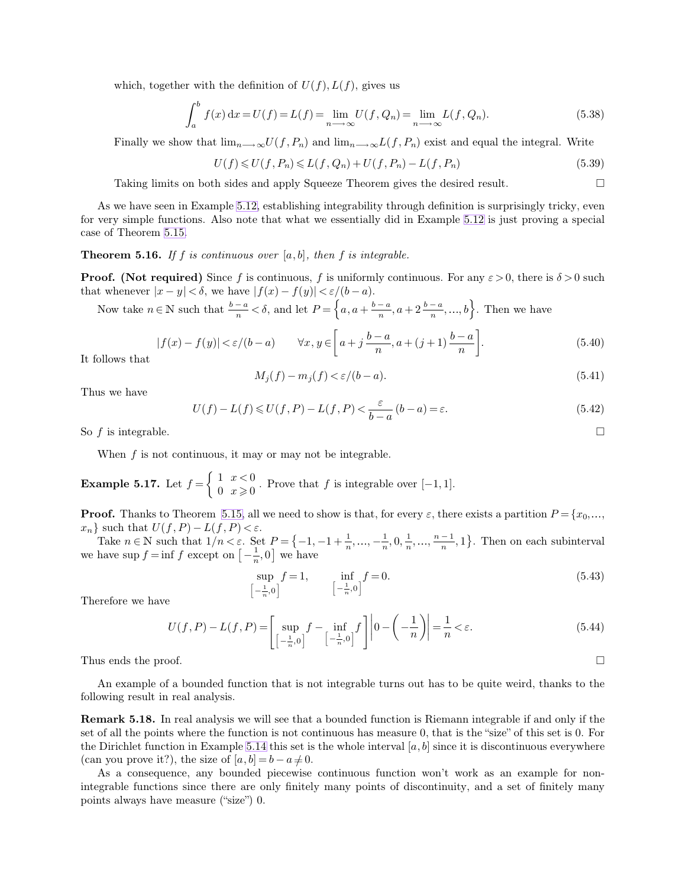which, together with the definition of $U(f), L(f)$, gives us

$$\int_a^b f(x)\,\mathrm{d}x = U(f) = L(f) = \lim_{n \longrightarrow \infty} U(f, Q_n) = \lim_{n \longrightarrow \infty} L(f, Q_n). \tag{5.38}$$

Finally we show that $\lim_{n \longrightarrow \infty} U(f, P_n)$ and $\lim_{n \longrightarrow \infty} L(f, P_n)$ exist and equal the integral. Write

$$U(f) \leqslant U(f, P_n) \leqslant L(f, Q_n) + U(f, P_n) - L(f, P_n) \tag{5.39}$$

Taking limits on both sides and apply Squeeze Theorem gives the desired result. □

As we have seen in Example 5.12, establishing integrability through definition is surprisingly tricky, even for very simple functions. Also note that what we essentially did in Example 5.12 is just proving a special case of Theorem 5.15.

**Theorem 5.16.** *If $f$ is continuous over $[a, b]$, then $f$ is integrable.*

**Proof. (Not required)** Since $f$ is continuous, $f$ is uniformly continuous. For any $\varepsilon > 0$, there is $\delta > 0$ such that whenever $|x - y| < \delta$, we have $|f(x) - f(y)| < \varepsilon / (b - a)$.

Now take $n \in \mathbb{N}$ such that $\frac{b-a}{n} < \delta$, and let $P = \left\{a, a + \frac{b-a}{n}, a + 2\,\frac{b-a}{n}, ..., b\right\}$. Then we have

$$|f(x) - f(y)| < \varepsilon / (b - a) \qquad \forall x, y \in \left[a + j\,\frac{b-a}{n}, a + (j+1)\,\frac{b-a}{n}\right]. \tag{5.40}$$

It follows that

$$M_j(f) - m_j(f) < \varepsilon / (b - a). \tag{5.41}$$

Thus we have

$$U(f) - L(f) \leqslant U(f, P) - L(f, P) < \frac{\varepsilon}{b-a}\,(b - a) = \varepsilon. \tag{5.42}$$

So $f$ is integrable. □

When $f$ is not continuous, it may or may not be integrable.

**Example 5.17.** Let $f = \left\{ \begin{array}{ll} 1 & x < 0 \\ 0 & x \geqslant 0 \end{array} \right.$. Prove that $f$ is integrable over $[-1, 1]$.

**Proof.** Thanks to Theorem 5.15, all we need to show is that, for every $\varepsilon$, there exists a partition $P = \{x_0, ..., x_n\}$ such that $U(f, P) - L(f, P) < \varepsilon$.

Take $n \in \mathbb{N}$ such that $1/n < \varepsilon$. Set $P = \left\{-1, -1 + \frac{1}{n}, ..., -\frac{1}{n}, 0, \frac{1}{n}, ..., \frac{n-1}{n}, 1\right\}$. Then on each subinterval we have $\sup f = \inf f$ except on $\left[-\frac{1}{n}, 0\right]$ we have

$$\sup_{\left[-\frac{1}{n}, 0\right]} f = 1, \qquad \inf_{\left[-\frac{1}{n}, 0\right]} f = 0. \tag{5.43}$$

Therefore we have

$$U(f, P) - L(f, P) = \left[\sup_{\left[-\frac{1}{n}, 0\right]} f - \inf_{\left[-\frac{1}{n}, 0\right]} f\right] \left|0 - \left(-\frac{1}{n}\right)\right| = \frac{1}{n} < \varepsilon. \tag{5.44}$$

Thus ends the proof. □

An example of a bounded function that is not integrable turns out has to be quite weird, thanks to the following result in real analysis.

**Remark 5.18.** In real analysis we will see that a bounded function is Riemann integrable if and only if the set of all the points where the function is not continuous has measure 0, that is the "size" of this set is 0. For the Dirichlet function in Example 5.14 this set is the whole interval $[a, b]$ since it is discontinuous everywhere (can you prove it?), the size of $[a, b] = b - a \neq 0$.

As a consequence, any bounded piecewise continuous function won't work as an example for non-integrable functions since there are only finitely many points of discontinuity, and a set of finitely many points always have measure ("size") 0.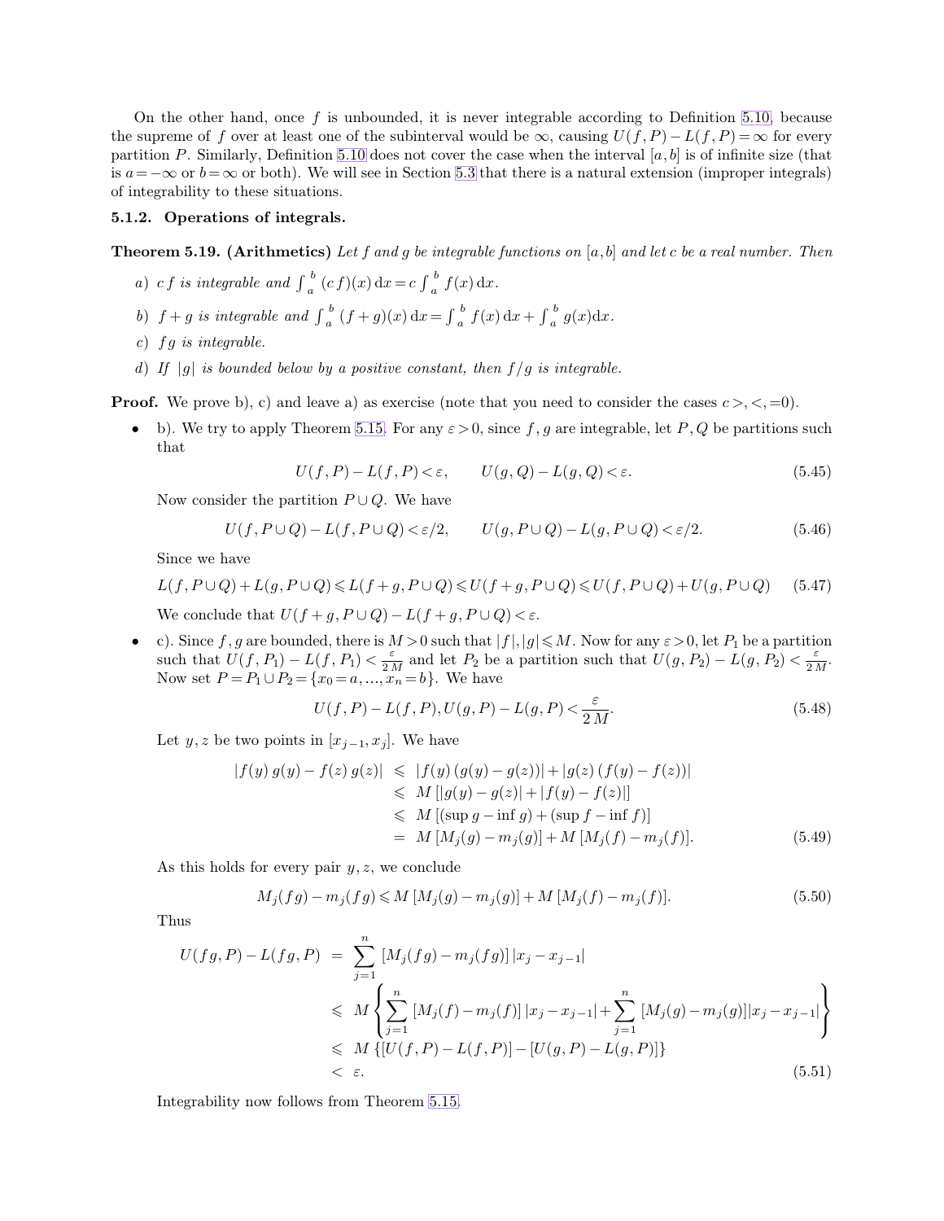On the other hand, once $f$ is unbounded, it is never integrable according to Definition 5.10, because the supreme of $f$ over at least one of the subinterval would be $\infty$, causing $U(f,P) - L(f,P) = \infty$ for every partition $P$. Similarly, Definition 5.10 does not cover the case when the interval $[a,b]$ is of infinite size (that is $a = -\infty$ or $b = \infty$ or both). We will see in Section 5.3 that there is a natural extension (improper integrals) of integrability to these situations.

### 5.1.2. Operations of integrals.

**Theorem 5.19. (Arithmetics)** *Let $f$ and $g$ be integrable functions on $[a,b]$ and let $c$ be a real number. Then*

*a) $c\,f$ is integrable and $\int_a^b (c\,f)(x)\,\mathrm{d}x = c\int_a^b f(x)\,\mathrm{d}x$.*

*b) $f+g$ is integrable and $\int_a^b (f+g)(x)\,\mathrm{d}x = \int_a^b f(x)\,\mathrm{d}x + \int_a^b g(x)\mathrm{d}x$.*

*c) $f\,g$ is integrable.*

*d) If $|g|$ is bounded below by a positive constant, then $f/g$ is integrable.*

**Proof.** We prove b), c) and leave a) as exercise (note that you need to consider the cases $c >, <, = 0$).

- b). We try to apply Theorem 5.15. For any $\varepsilon > 0$, since $f, g$ are integrable, let $P, Q$ be partitions such that

$$U(f,P) - L(f,P) < \varepsilon, \qquad U(g,Q) - L(g,Q) < \varepsilon. \tag{5.45}$$

Now consider the partition $P \cup Q$. We have

$$U(f, P\cup Q) - L(f, P\cup Q) < \varepsilon/2, \qquad U(g, P\cup Q) - L(g, P\cup Q) < \varepsilon/2. \tag{5.46}$$

Since we have

$$L(f, P\cup Q) + L(g, P\cup Q) \leqslant L(f+g, P\cup Q) \leqslant U(f+g, P\cup Q) \leqslant U(f, P\cup Q) + U(g, P\cup Q) \tag{5.47}$$

We conclude that $U(f+g, P\cup Q) - L(f+g, P\cup Q) < \varepsilon$.

- c). Since $f, g$ are bounded, there is $M > 0$ such that $|f|, |g| \leqslant M$. Now for any $\varepsilon > 0$, let $P_1$ be a partition such that $U(f, P_1) - L(f, P_1) < \frac{\varepsilon}{2\,M}$ and let $P_2$ be a partition such that $U(g, P_2) - L(g, P_2) < \frac{\varepsilon}{2\,M}$. Now set $P = P_1 \cup P_2 = \{x_0 = a, \ldots, x_n = b\}$. We have

$$U(f,P) - L(f,P), U(g,P) - L(g,P) < \frac{\varepsilon}{2\,M}. \tag{5.48}$$

Let $y, z$ be two points in $[x_{j-1}, x_j]$. We have

$$\begin{aligned} |f(y)\,g(y) - f(z)\,g(z)| &\leqslant |f(y)\,(g(y) - g(z))| + |g(z)\,(f(y) - f(z))| \\ &\leqslant M\,[|g(y) - g(z)| + |f(y) - f(z)|] \\ &\leqslant M\,[(\sup g - \inf g) + (\sup f - \inf f)] \\ &= M\,[M_j(g) - m_j(g)] + M\,[M_j(f) - m_j(f)]. \end{aligned} \tag{5.49}$$

As this holds for every pair $y, z$, we conclude

$$M_j(fg) - m_j(fg) \leqslant M\,[M_j(g) - m_j(g)] + M\,[M_j(f) - m_j(f)]. \tag{5.50}$$

Thus

$$\begin{aligned} U(fg, P) - L(fg, P) &= \sum_{j=1}^{n} [M_j(fg) - m_j(fg)]\,|x_j - x_{j-1}| \\ &\leqslant M\left\{\sum_{j=1}^{n} [M_j(f) - m_j(f)]\,|x_j - x_{j-1}| + \sum_{j=1}^{n} [M_j(g) - m_j(g)]|x_j - x_{j-1}|\right\} \\ &\leqslant M\,\{[U(f,P) - L(f,P)] - [U(g,P) - L(g,P)]\} \\ &< \varepsilon. \end{aligned} \tag{5.51}$$

Integrability now follows from Theorem 5.15.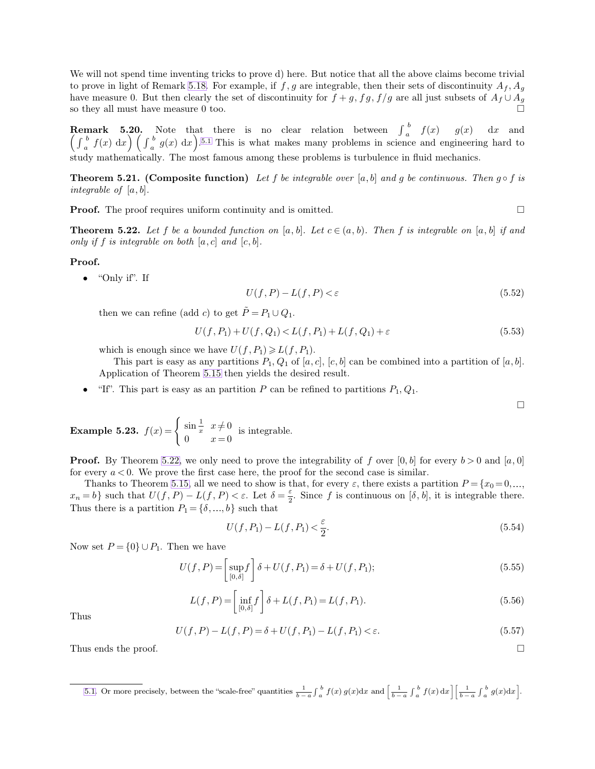We will not spend time inventing tricks to prove d) here. But notice that all the above claims become trivial to prove in light of Remark 5.18. For example, if $f, g$ are integrable, then their sets of discontinuity $A_f, A_g$ have measure 0. But then clearly the set of discontinuity for $f+g, fg, f/g$ are all just subsets of $A_f \cup A_g$ so they all must have measure 0 too. □

**Remark 5.20.** Note that there is no clear relation between $\int_a^b f(x)\ g(x)\ \mathrm{d}x$ and $\left(\int_a^b f(x)\ \mathrm{d}x\right)\left(\int_a^b g(x)\ \mathrm{d}x\right)$.[5.1] This is what makes many problems in science and engineering hard to study mathematically. The most famous among these problems is turbulence in fluid mechanics.

**Theorem 5.21. (Composite function)** *Let $f$ be integrable over $[a,b]$ and $g$ be continuous. Then $g \circ f$ is integrable of $[a,b]$.*

**Proof.** The proof requires uniform continuity and is omitted. □

**Theorem 5.22.** *Let $f$ be a bounded function on $[a,b]$. Let $c \in (a,b)$. Then $f$ is integrable on $[a,b]$ if and only if $f$ is integrable on both $[a,c]$ and $[c,b]$.*

**Proof.**

- "Only if". If

$$U(f,P) - L(f,P) < \varepsilon \tag{5.52}$$

  then we can refine (add $c$) to get $\tilde{P} = P_1 \cup Q_1$.

$$U(f,P_1) + U(f,Q_1) < L(f,P_1) + L(f,Q_1) + \varepsilon \tag{5.53}$$

  which is enough since we have $U(f,P_1) \geqslant L(f,P_1)$.

  This part is easy as any partitions $P_1, Q_1$ of $[a,c]$, $[c,b]$ can be combined into a partition of $[a,b]$. Application of Theorem 5.15 then yields the desired result.

- "If". This part is easy as an partition $P$ can be refined to partitions $P_1, Q_1$.

□

**Example 5.23.** $f(x) = \begin{cases} \sin\frac{1}{x} & x \neq 0 \\ 0 & x = 0 \end{cases}$ is integrable.

**Proof.** By Theorem 5.22, we only need to prove the integrability of $f$ over $[0,b]$ for every $b > 0$ and $[a,0]$ for every $a < 0$. We prove the first case here, the proof for the second case is similar.

Thanks to Theorem 5.15, all we need to show is that, for every $\varepsilon$, there exists a partition $P = \{x_0 = 0, \ldots, x_n = b\}$ such that $U(f,P) - L(f,P) < \varepsilon$. Let $\delta = \frac{\varepsilon}{2}$. Since $f$ is continuous on $[\delta, b]$, it is integrable there. Thus there is a partition $P_1 = \{\delta, \ldots, b\}$ such that

$$U(f,P_1) - L(f,P_1) < \frac{\varepsilon}{2}. \tag{5.54}$$

Now set $P = \{0\} \cup P_1$. Then we have

$$U(f,P) = \left[\sup_{[0,\delta]} f\right] \delta + U(f,P_1) = \delta + U(f,P_1); \tag{5.55}$$

$$L(f,P) = \left[\inf_{[0,\delta]} f\right] \delta + L(f,P_1) = L(f,P_1). \tag{5.56}$$

Thus

$$U(f,P) - L(f,P) = \delta + U(f,P_1) - L(f,P_1) < \varepsilon. \tag{5.57}$$

Thus ends the proof. □

---

[5.1] Or more precisely, between the "scale-free" quantities $\frac{1}{b-a}\int_a^b f(x)\,g(x)\mathrm{d}x$ and $\left[\frac{1}{b-a}\int_a^b f(x)\,\mathrm{d}x\right]\left[\frac{1}{b-a}\int_a^b g(x)\mathrm{d}x\right]$.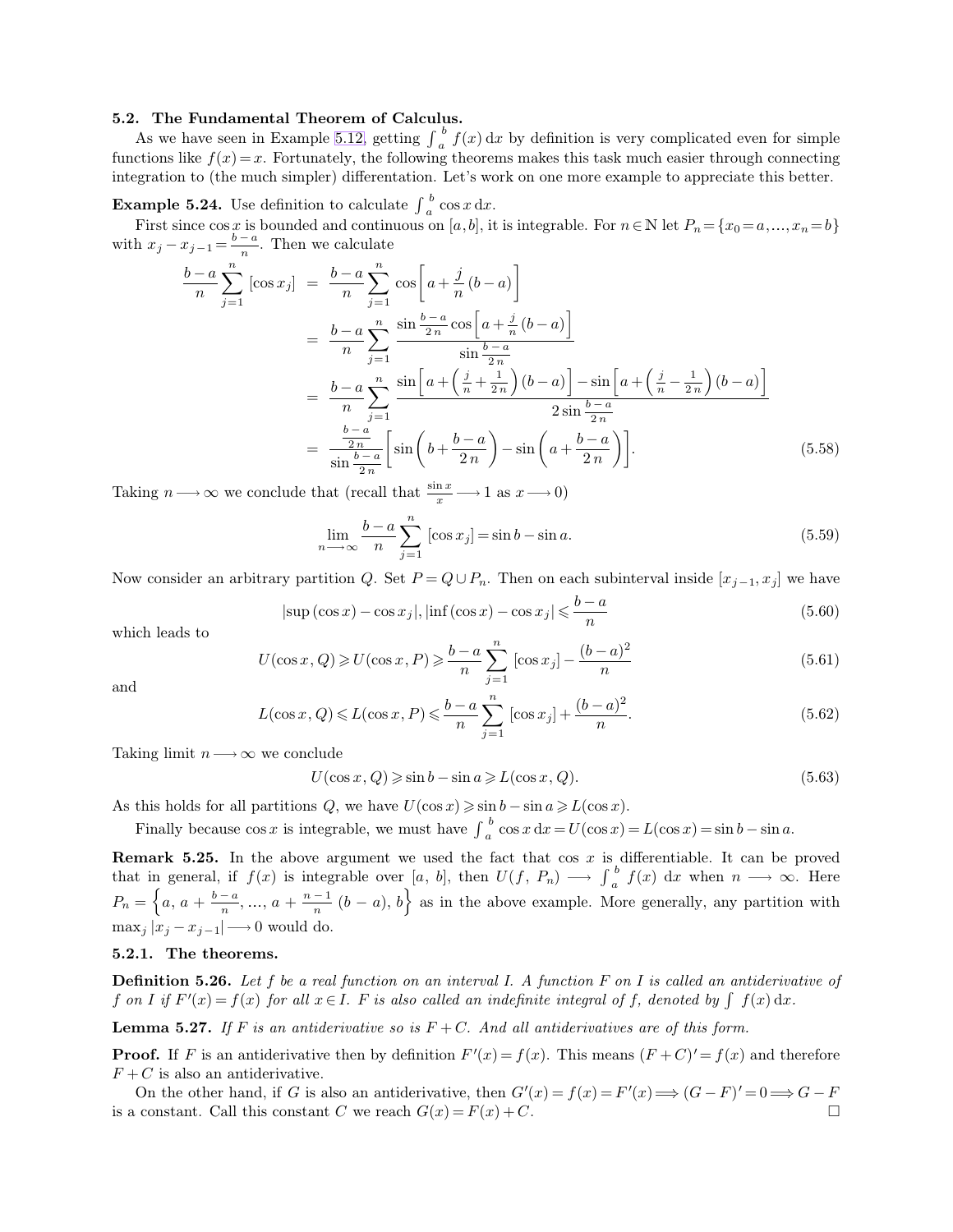### 5.2. The Fundamental Theorem of Calculus.

As we have seen in Example 5.12, getting $\int_a^b f(x)\,\mathrm{d}x$ by definition is very complicated even for simple functions like $f(x)=x$. Fortunately, the following theorems makes this task much easier through connecting integration to (the much simpler) differentation. Let's work on one more example to appreciate this better.

**Example 5.24.** Use definition to calculate $\int_a^b \cos x\,\mathrm{d}x$.

First since $\cos x$ is bounded and continuous on $[a,b]$, it is integrable. For $n\in\mathbb{N}$ let $P_n=\{x_0=a,\ldots,x_n=b\}$ with $x_j-x_{j-1}=\frac{b-a}{n}$. Then we calculate

$$\begin{aligned}
\frac{b-a}{n}\sum_{j=1}^{n}[\cos x_j] &= \frac{b-a}{n}\sum_{j=1}^{n}\cos\left[a+\frac{j}{n}(b-a)\right]\\
&= \frac{b-a}{n}\sum_{j=1}^{n}\frac{\sin\frac{b-a}{2n}\cos\left[a+\frac{j}{n}(b-a)\right]}{\sin\frac{b-a}{2n}}\\
&= \frac{b-a}{n}\sum_{j=1}^{n}\frac{\sin\left[a+\left(\frac{j}{n}+\frac{1}{2n}\right)(b-a)\right]-\sin\left[a+\left(\frac{j}{n}-\frac{1}{2n}\right)(b-a)\right]}{2\sin\frac{b-a}{2n}}\\
&= \frac{\frac{b-a}{2n}}{\sin\frac{b-a}{2n}}\left[\sin\left(b+\frac{b-a}{2n}\right)-\sin\left(a+\frac{b-a}{2n}\right)\right].
\end{aligned} \tag{5.58}$$

Taking $n\longrightarrow\infty$ we conclude that (recall that $\frac{\sin x}{x}\longrightarrow 1$ as $x\longrightarrow 0$)

$$\lim_{n\longrightarrow\infty}\frac{b-a}{n}\sum_{j=1}^{n}[\cos x_j]=\sin b-\sin a. \tag{5.59}$$

Now consider an arbitrary partition $Q$. Set $P=Q\cup P_n$. Then on each subinterval inside $[x_{j-1},x_j]$ we have

$$|\sup(\cos x)-\cos x_j|,|\inf(\cos x)-\cos x_j|\leqslant\frac{b-a}{n} \tag{5.60}$$

which leads to

$$U(\cos x,Q)\geqslant U(\cos x,P)\geqslant\frac{b-a}{n}\sum_{j=1}^{n}[\cos x_j]-\frac{(b-a)^2}{n} \tag{5.61}$$

and

$$L(\cos x,Q)\leqslant L(\cos x,P)\leqslant\frac{b-a}{n}\sum_{j=1}^{n}[\cos x_j]+\frac{(b-a)^2}{n}. \tag{5.62}$$

Taking limit $n\longrightarrow\infty$ we conclude

$$U(\cos x,Q)\geqslant\sin b-\sin a\geqslant L(\cos x,Q). \tag{5.63}$$

As this holds for all partitions $Q$, we have $U(\cos x)\geqslant\sin b-\sin a\geqslant L(\cos x)$.

Finally because $\cos x$ is integrable, we must have $\int_a^b\cos x\,\mathrm{d}x=U(\cos x)=L(\cos x)=\sin b-\sin a$.

**Remark 5.25.** In the above argument we used the fact that $\cos x$ is differentiable. It can be proved that in general, if $f(x)$ is integrable over $[a,b]$, then $U(f,P_n)\longrightarrow\int_a^b f(x)\,\mathrm{d}x$ when $n\longrightarrow\infty$. Here $P_n=\left\{a,\,a+\frac{b-a}{n},\ldots,\,a+\frac{n-1}{n}(b-a),\,b\right\}$ as in the above example. More generally, any partition with $\max_j|x_j-x_{j-1}|\longrightarrow 0$ would do.

#### 5.2.1. The theorems.

**Definition 5.26.** *Let $f$ be a real function on an interval $I$. A function $F$ on $I$ is called an antiderivative of $f$ on $I$ if $F'(x)=f(x)$ for all $x\in I$. $F$ is also called an indefinite integral of $f$, denoted by $\int f(x)\,\mathrm{d}x$.*

**Lemma 5.27.** *If $F$ is an antiderivative so is $F+C$. And all antiderivatives are of this form.*

**Proof.** If $F$ is an antiderivative then by definition $F'(x)=f(x)$. This means $(F+C)'=f(x)$ and therefore $F+C$ is also an antiderivative.

On the other hand, if $G$ is also an antiderivative, then $G'(x)=f(x)=F'(x)\Longrightarrow(G-F)'=0\Longrightarrow G-F$ is a constant. Call this constant $C$ we reach $G(x)=F(x)+C$. □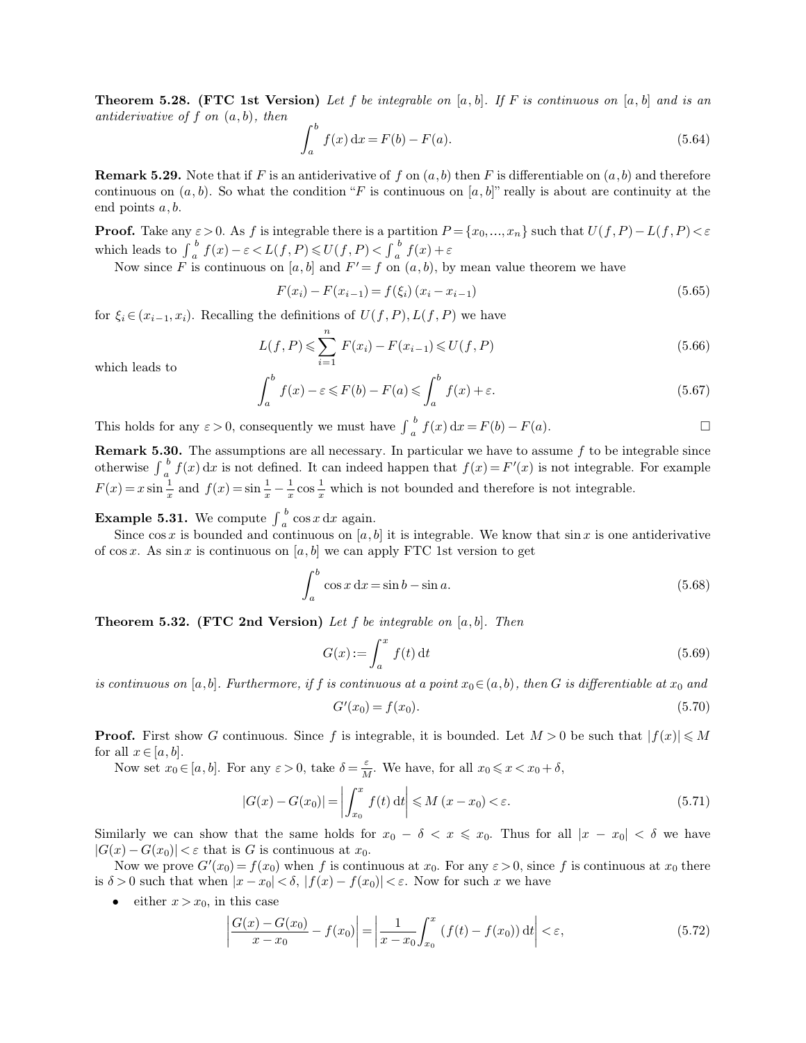**Theorem 5.28. (FTC 1st Version)** *Let $f$ be integrable on $[a,b]$. If $F$ is continuous on $[a,b]$ and is an antiderivative of $f$ on $(a,b)$, then*

$$\int_a^b f(x)\,\mathrm{d}x = F(b) - F(a). \tag{5.64}$$

**Remark 5.29.** Note that if $F$ is an antiderivative of $f$ on $(a,b)$ then $F$ is differentiable on $(a,b)$ and therefore continuous on $(a,b)$. So what the condition "$F$ is continuous on $[a,b]$" really is about are continuity at the end points $a,b$.

**Proof.** Take any $\varepsilon > 0$. As $f$ is integrable there is a partition $P = \{x_0, \ldots, x_n\}$ such that $U(f,P) - L(f,P) < \varepsilon$ which leads to $\int_a^b f(x) - \varepsilon < L(f,P) \leqslant U(f,P) < \int_a^b f(x) + \varepsilon$

Now since $F$ is continuous on $[a,b]$ and $F' = f$ on $(a,b)$, by mean value theorem we have

$$F(x_i) - F(x_{i-1}) = f(\xi_i)\,(x_i - x_{i-1}) \tag{5.65}$$

for $\xi_i \in (x_{i-1}, x_i)$. Recalling the definitions of $U(f,P), L(f,P)$ we have

$$L(f,P) \leqslant \sum_{i=1}^n F(x_i) - F(x_{i-1}) \leqslant U(f,P) \tag{5.66}$$

which leads to

$$\int_a^b f(x) - \varepsilon \leqslant F(b) - F(a) \leqslant \int_a^b f(x) + \varepsilon. \tag{5.67}$$

This holds for any $\varepsilon > 0$, consequently we must have $\int_a^b f(x)\,\mathrm{d}x = F(b) - F(a)$. □

**Remark 5.30.** The assumptions are all necessary. In particular we have to assume $f$ to be integrable since otherwise $\int_a^b f(x)\,\mathrm{d}x$ is not defined. It can indeed happen that $f(x) = F'(x)$ is not integrable. For example $F(x) = x \sin\frac{1}{x}$ and $f(x) = \sin\frac{1}{x} - \frac{1}{x}\cos\frac{1}{x}$ which is not bounded and therefore is not integrable.

**Example 5.31.** We compute $\int_a^b \cos x\,\mathrm{d}x$ again.

Since $\cos x$ is bounded and continuous on $[a,b]$ it is integrable. We know that $\sin x$ is one antiderivative of $\cos x$. As $\sin x$ is continuous on $[a,b]$ we can apply FTC 1st version to get

$$\int_a^b \cos x\,\mathrm{d}x = \sin b - \sin a. \tag{5.68}$$

**Theorem 5.32. (FTC 2nd Version)** *Let $f$ be integrable on $[a,b]$. Then*

$$G(x) := \int_a^x f(t)\,\mathrm{d}t \tag{5.69}$$

*is continuous on $[a,b]$. Furthermore, if $f$ is continuous at a point $x_0 \in (a,b)$, then $G$ is differentiable at $x_0$ and*

$$G'(x_0) = f(x_0). \tag{5.70}$$

**Proof.** First show $G$ continuous. Since $f$ is integrable, it is bounded. Let $M > 0$ be such that $|f(x)| \leqslant M$ for all $x \in [a,b]$.

Now set $x_0 \in [a,b]$. For any $\varepsilon > 0$, take $\delta = \frac{\varepsilon}{M}$. We have, for all $x_0 \leqslant x < x_0 + \delta$,

$$|G(x) - G(x_0)| = \left| \int_{x_0}^x f(t)\,\mathrm{d}t \right| \leqslant M\,(x - x_0) < \varepsilon. \tag{5.71}$$

Similarly we can show that the same holds for $x_0 - \delta < x \leqslant x_0$. Thus for all $|x - x_0| < \delta$ we have $|G(x) - G(x_0)| < \varepsilon$ that is $G$ is continuous at $x_0$.

Now we prove $G'(x_0) = f(x_0)$ when $f$ is continuous at $x_0$. For any $\varepsilon > 0$, since $f$ is continuous at $x_0$ there is $\delta > 0$ such that when $|x - x_0| < \delta$, $|f(x) - f(x_0)| < \varepsilon$. Now for such $x$ we have

- either $x > x_0$, in this case

$$\left| \frac{G(x) - G(x_0)}{x - x_0} - f(x_0) \right| = \left| \frac{1}{x - x_0} \int_{x_0}^x (f(t) - f(x_0))\,\mathrm{d}t \right| < \varepsilon, \tag{5.72}$$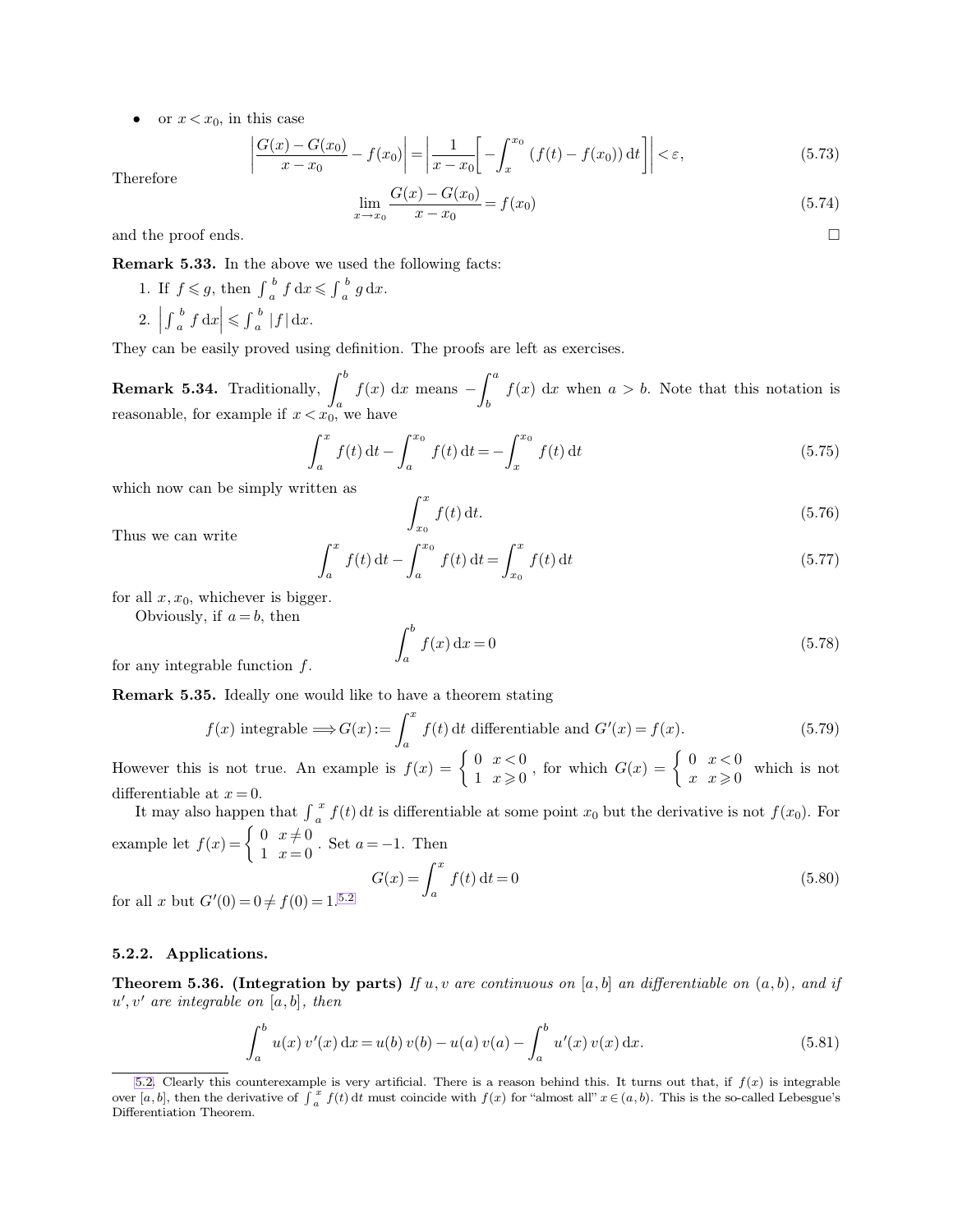- or $x < x_0$, in this case

$$\left|\frac{G(x) - G(x_0)}{x - x_0} - f(x_0)\right| = \left|\frac{1}{x - x_0}\left[-\int_x^{x_0} (f(t) - f(x_0))\,\mathrm{d}t\right]\right| < \varepsilon, \tag{5.73}$$

Therefore

$$\lim_{x \to x_0} \frac{G(x) - G(x_0)}{x - x_0} = f(x_0) \tag{5.74}$$

and the proof ends. □

**Remark 5.33.** In the above we used the following facts:

1. If $f \leqslant g$, then $\int_a^b f\,\mathrm{d}x \leqslant \int_a^b g\,\mathrm{d}x$.
2. $\left|\int_a^b f\,\mathrm{d}x\right| \leqslant \int_a^b |f|\,\mathrm{d}x$.

They can be easily proved using definition. The proofs are left as exercises.

**Remark 5.34.** Traditionally, $\displaystyle\int_a^b f(x)\ \mathrm{d}x$ means $-\displaystyle\int_b^a f(x)\ \mathrm{d}x$ when $a > b$. Note that this notation is reasonable, for example if $x < x_0$, we have

$$\int_a^x f(t)\,\mathrm{d}t - \int_a^{x_0} f(t)\,\mathrm{d}t = -\int_x^{x_0} f(t)\,\mathrm{d}t \tag{5.75}$$

which now can be simply written as

$$\int_{x_0}^x f(t)\,\mathrm{d}t. \tag{5.76}$$

Thus we can write

$$\int_a^x f(t)\,\mathrm{d}t - \int_a^{x_0} f(t)\,\mathrm{d}t = \int_{x_0}^x f(t)\,\mathrm{d}t \tag{5.77}$$

for all $x, x_0$, whichever is bigger.

Obviously, if $a = b$, then

$$\int_a^b f(x)\,\mathrm{d}x = 0 \tag{5.78}$$

for any integrable function $f$.

**Remark 5.35.** Ideally one would like to have a theorem stating

$$f(x) \text{ integrable} \Longrightarrow G(x) := \int_a^x f(t)\,\mathrm{d}t \text{ differentiable and } G'(x) = f(x). \tag{5.79}$$

However this is not true. An example is $f(x) = \begin{cases} 0 & x < 0 \\ 1 & x \geqslant 0 \end{cases}$, for which $G(x) = \begin{cases} 0 & x < 0 \\ x & x \geqslant 0 \end{cases}$ which is not differentiable at $x = 0$.

It may also happen that $\int_a^x f(t)\,\mathrm{d}t$ is differentiable at some point $x_0$ but the derivative is not $f(x_0)$. For example let $f(x) = \begin{cases} 0 & x \neq 0 \\ 1 & x = 0 \end{cases}$. Set $a = -1$. Then

$$G(x) = \int_a^x f(t)\,\mathrm{d}t = 0 \tag{5.80}$$

for all $x$ but $G'(0) = 0 \neq f(0) = 1$.[5.2]

### 5.2.2. Applications.

**Theorem 5.36. (Integration by parts)** *If $u, v$ are continuous on $[a, b]$ an differentiable on $(a, b)$, and if $u', v'$ are integrable on $[a, b]$, then*

$$\int_a^b u(x)\,v'(x)\,\mathrm{d}x = u(b)\,v(b) - u(a)\,v(a) - \int_a^b u'(x)\,v(x)\,\mathrm{d}x. \tag{5.81}$$

---

[5.2] Clearly this counterexample is very artificial. There is a reason behind this. It turns out that, if $f(x)$ is integrable over $[a, b]$, then the derivative of $\int_a^x f(t)\,\mathrm{d}t$ must coincide with $f(x)$ for "almost all" $x \in (a, b)$. This is the so-called Lebesgue's Differentiation Theorem.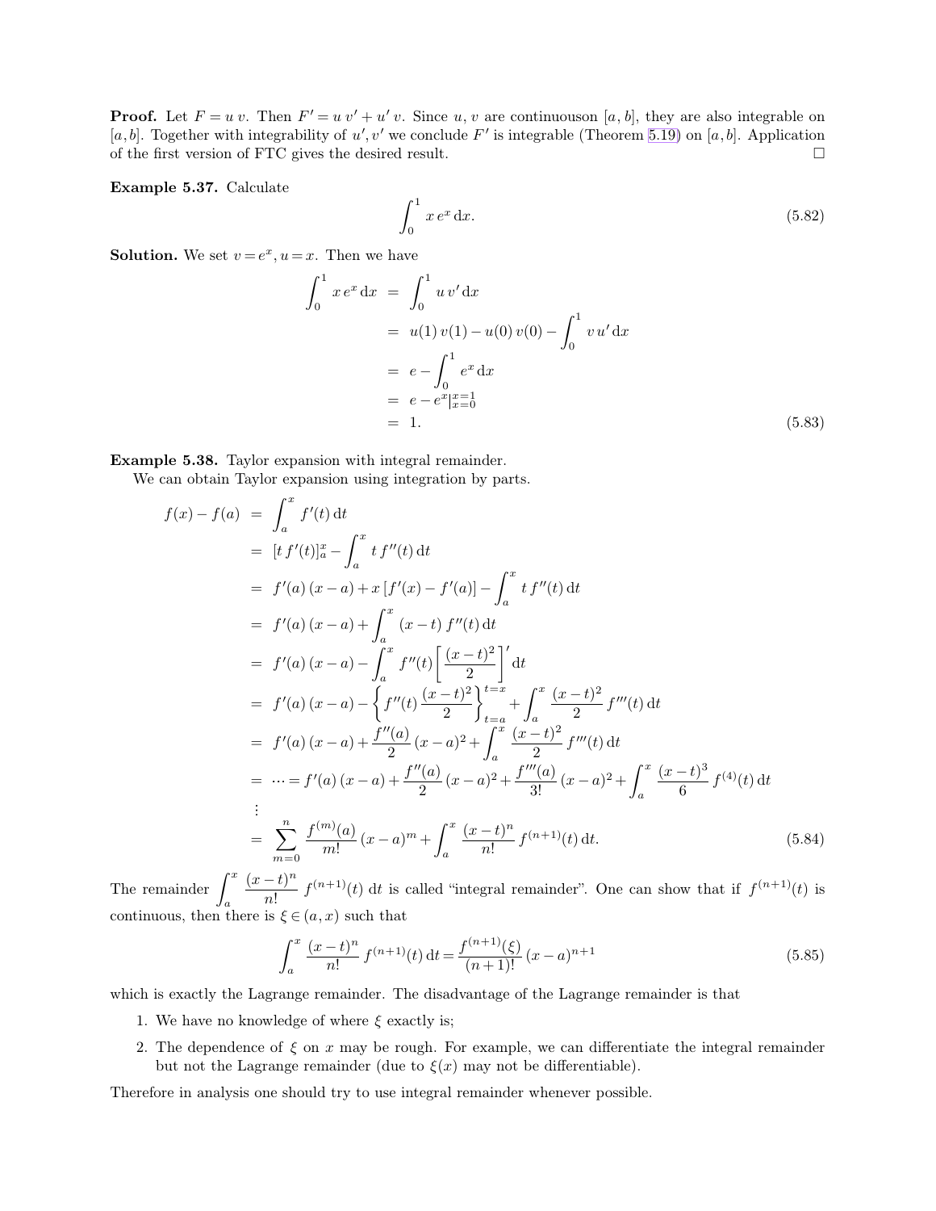**Proof.** Let $F = u\, v$. Then $F' = u\, v' + u'\, v$. Since $u, v$ are continuouson $[a, b]$, they are also integrable on $[a, b]$. Together with integrability of $u', v'$ we conclude $F'$ is integrable (Theorem 5.19) on $[a, b]$. Application of the first version of FTC gives the desired result. □

**Example 5.37.** Calculate

$$\int_0^1 x\, e^x\, \mathrm{d}x. \tag{5.82}$$

**Solution.** We set $v = e^x, u = x$. Then we have

$$\begin{aligned}
\int_0^1 x\, e^x\, \mathrm{d}x &= \int_0^1 u\, v'\, \mathrm{d}x \\
&= u(1)\, v(1) - u(0)\, v(0) - \int_0^1 v\, u'\, \mathrm{d}x \\
&= e - \int_0^1 e^x\, \mathrm{d}x \\
&= e - e^x|_{x=0}^{x=1} \\
&= 1.
\end{aligned} \tag{5.83}$$

**Example 5.38.** Taylor expansion with integral remainder.

We can obtain Taylor expansion using integration by parts.

$$\begin{aligned}
f(x) - f(a) &= \int_a^x f'(t)\, \mathrm{d}t \\
&= [t\, f'(t)]_a^x - \int_a^x t\, f''(t)\, \mathrm{d}t \\
&= f'(a)\, (x-a) + x\, [f'(x) - f'(a)] - \int_a^x t\, f''(t)\, \mathrm{d}t \\
&= f'(a)\, (x-a) + \int_a^x (x-t)\, f''(t)\, \mathrm{d}t \\
&= f'(a)\, (x-a) - \int_a^x f''(t) \left[\frac{(x-t)^2}{2}\right]' \mathrm{d}t \\
&= f'(a)\, (x-a) - \left\{ f''(t)\, \frac{(x-t)^2}{2} \right\}_{t=a}^{t=x} + \int_a^x \frac{(x-t)^2}{2}\, f'''(t)\, \mathrm{d}t \\
&= f'(a)\, (x-a) + \frac{f''(a)}{2}\, (x-a)^2 + \int_a^x \frac{(x-t)^2}{2}\, f'''(t)\, \mathrm{d}t \\
&= \cdots = f'(a)\, (x-a) + \frac{f''(a)}{2}\, (x-a)^2 + \frac{f'''(a)}{3!}\, (x-a)^2 + \int_a^x \frac{(x-t)^3}{6}\, f^{(4)}(t)\, \mathrm{d}t \\
&\ \ \vdots \\
&= \sum_{m=0}^n \frac{f^{(m)}(a)}{m!}\, (x-a)^m + \int_a^x \frac{(x-t)^n}{n!}\, f^{(n+1)}(t)\, \mathrm{d}t.
\end{aligned} \tag{5.84}$$

The remainder $\int_a^x \frac{(x-t)^n}{n!}\, f^{(n+1)}(t)\, \mathrm{d}t$ is called "integral remainder". One can show that if $f^{(n+1)}(t)$ is continuous, then there is $\xi \in (a, x)$ such that

$$\int_a^x \frac{(x-t)^n}{n!}\, f^{(n+1)}(t)\, \mathrm{d}t = \frac{f^{(n+1)}(\xi)}{(n+1)!}\, (x-a)^{n+1} \tag{5.85}$$

which is exactly the Lagrange remainder. The disadvantage of the Lagrange remainder is that

1. We have no knowledge of where $\xi$ exactly is;
2. The dependence of $\xi$ on $x$ may be rough. For example, we can differentiate the integral remainder but not the Lagrange remainder (due to $\xi(x)$ may not be differentiable).

Therefore in analysis one should try to use integral remainder whenever possible.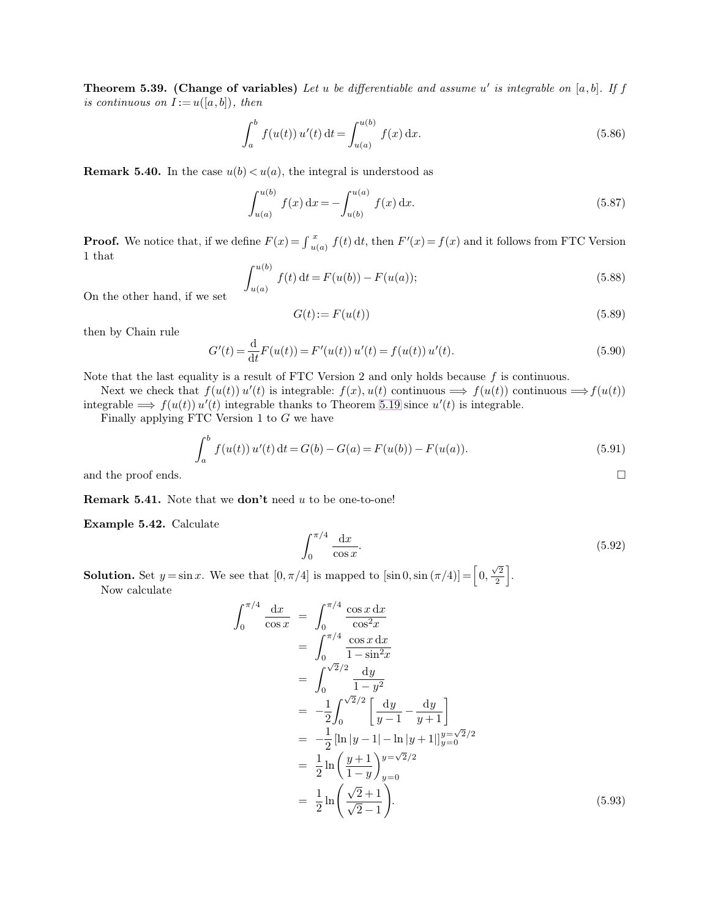**Theorem 5.39. (Change of variables)** *Let $u$ be differentiable and assume $u'$ is integrable on $[a,b]$. If $f$ is continuous on $I := u([a,b])$, then*

$$\int_a^b f(u(t))\, u'(t)\, \mathrm{d}t = \int_{u(a)}^{u(b)} f(x)\, \mathrm{d}x. \tag{5.86}$$

**Remark 5.40.** In the case $u(b) < u(a)$, the integral is understood as

$$\int_{u(a)}^{u(b)} f(x)\, \mathrm{d}x = -\int_{u(b)}^{u(a)} f(x)\, \mathrm{d}x. \tag{5.87}$$

**Proof.** We notice that, if we define $F(x) = \int_{u(a)}^{x} f(t)\, \mathrm{d}t$, then $F'(x) = f(x)$ and it follows from FTC Version 1 that

$$\int_{u(a)}^{u(b)} f(t)\, \mathrm{d}t = F(u(b)) - F(u(a)); \tag{5.88}$$

On the other hand, if we set

$$G(t) := F(u(t)) \tag{5.89}$$

then by Chain rule

$$G'(t) = \frac{\mathrm{d}}{\mathrm{d}t} F(u(t)) = F'(u(t))\, u'(t) = f(u(t))\, u'(t). \tag{5.90}$$

Note that the last equality is a result of FTC Version 2 and only holds because $f$ is continuous.

Next we check that $f(u(t))\, u'(t)$ is integrable: $f(x), u(t)$ continuous $\Longrightarrow$ $f(u(t))$ continuous $\Longrightarrow$ $f(u(t))$ integrable $\Longrightarrow$ $f(u(t))\, u'(t)$ integrable thanks to Theorem 5.19 since $u'(t)$ is integrable.

Finally applying FTC Version 1 to $G$ we have

$$\int_a^b f(u(t))\, u'(t)\, \mathrm{d}t = G(b) - G(a) = F(u(b)) - F(u(a)). \tag{5.91}$$

and the proof ends. □

**Remark 5.41.** Note that we **don't** need $u$ to be one-to-one!

**Example 5.42.** Calculate

$$\int_0^{\pi/4} \frac{\mathrm{d}x}{\cos x}. \tag{5.92}$$

**Solution.** Set $y = \sin x$. We see that $[0, \pi/4]$ is mapped to $[\sin 0, \sin(\pi/4)] = \left[0, \frac{\sqrt{2}}{2}\right]$.

Now calculate

$$\begin{aligned}
\int_0^{\pi/4} \frac{\mathrm{d}x}{\cos x} &= \int_0^{\pi/4} \frac{\cos x\, \mathrm{d}x}{\cos^2 x} \\
&= \int_0^{\pi/4} \frac{\cos x\, \mathrm{d}x}{1 - \sin^2 x} \\
&= \int_0^{\sqrt{2}/2} \frac{\mathrm{d}y}{1 - y^2} \\
&= -\frac{1}{2} \int_0^{\sqrt{2}/2} \left[\frac{\mathrm{d}y}{y-1} - \frac{\mathrm{d}y}{y+1}\right] \\
&= -\frac{1}{2} [\ln|y-1| - \ln|y+1|]_{y=0}^{y=\sqrt{2}/2} \\
&= \frac{1}{2} \ln\left(\frac{y+1}{1-y}\right)_{y=0}^{y=\sqrt{2}/2} \\
&= \frac{1}{2} \ln\left(\frac{\sqrt{2}+1}{\sqrt{2}-1}\right).
\end{aligned} \tag{5.93}$$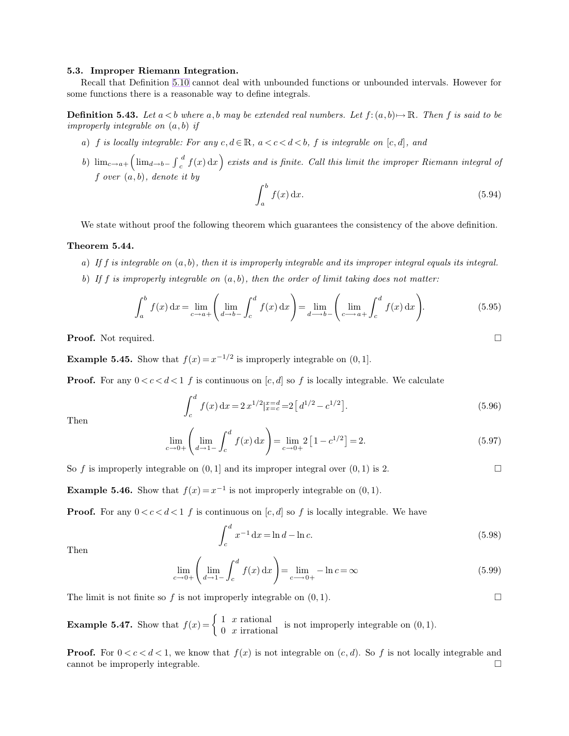### 5.3. Improper Riemann Integration.

Recall that Definition 5.10 cannot deal with unbounded functions or unbounded intervals. However for some functions there is a reasonable way to define integrals.

**Definition 5.43.** *Let $a < b$ where $a, b$ may be extended real numbers. Let $f: (a, b) \mapsto \mathbb{R}$. Then $f$ is said to be improperly integrable on $(a, b)$ if*

*a) $f$ is locally integrable: For any $c, d \in \mathbb{R}$, $a < c < d < b$, $f$ is integrable on $[c, d]$, and*

*b) $\lim_{c \to a+} \left( \lim_{d \to b-} \int_c^d f(x)\, \mathrm{d}x \right)$ exists and is finite. Call this limit the improper Riemann integral of $f$ over $(a, b)$, denote it by*

$$\int_a^b f(x)\, \mathrm{d}x. \tag{5.94}$$

We state without proof the following theorem which guarantees the consistency of the above definition.

**Theorem 5.44.**

*a) If $f$ is integrable on $(a, b)$, then it is improperly integrable and its improper integral equals its integral.*

*b) If $f$ is improperly integrable on $(a, b)$, then the order of limit taking does not matter:*

$$\int_a^b f(x)\, \mathrm{d}x = \lim_{c \to a+} \left( \lim_{d \to b-} \int_c^d f(x)\, \mathrm{d}x \right) = \lim_{d \longrightarrow b-} \left( \lim_{c \longrightarrow a+} \int_c^d f(x)\, \mathrm{d}x \right). \tag{5.95}$$

**Proof.** Not required. □

**Example 5.45.** Show that $f(x) = x^{-1/2}$ is improperly integrable on $(0, 1]$.

**Proof.** For any $0 < c < d < 1$ $f$ is continuous on $[c, d]$ so $f$ is locally integrable. We calculate

$$\int_c^d f(x)\, \mathrm{d}x = 2\, x^{1/2} \big|_{x=c}^{x=d} = 2 \left[ d^{1/2} - c^{1/2} \right]. \tag{5.96}$$

Then

$$\lim_{c \to 0+} \left( \lim_{d \to 1-} \int_c^d f(x)\, \mathrm{d}x \right) = \lim_{c \to 0+} 2 \left[ 1 - c^{1/2} \right] = 2. \tag{5.97}$$

So $f$ is improperly integrable on $(0, 1]$ and its improper integral over $(0, 1)$ is 2. □

**Example 5.46.** Show that $f(x) = x^{-1}$ is not improperly integrable on $(0, 1)$.

**Proof.** For any $0 < c < d < 1$ $f$ is continuous on $[c, d]$ so $f$ is locally integrable. We have

$$\int_c^d x^{-1}\, \mathrm{d}x = \ln d - \ln c. \tag{5.98}$$

Then

$$\lim_{c \to 0+} \left( \lim_{d \to 1-} \int_c^d f(x)\, \mathrm{d}x \right) = \lim_{c \longrightarrow 0+} -\ln c = \infty \tag{5.99}$$

The limit is not finite so $f$ is not improperly integrable on $(0, 1)$. □

**Example 5.47.** Show that $f(x) = \begin{cases} 1 & x \text{ rational} \\ 0 & x \text{ irrational} \end{cases}$ is not improperly integrable on $(0, 1)$.

**Proof.** For $0 < c < d < 1$, we know that $f(x)$ is not integrable on $(c, d)$. So $f$ is not locally integrable and cannot be improperly integrable. □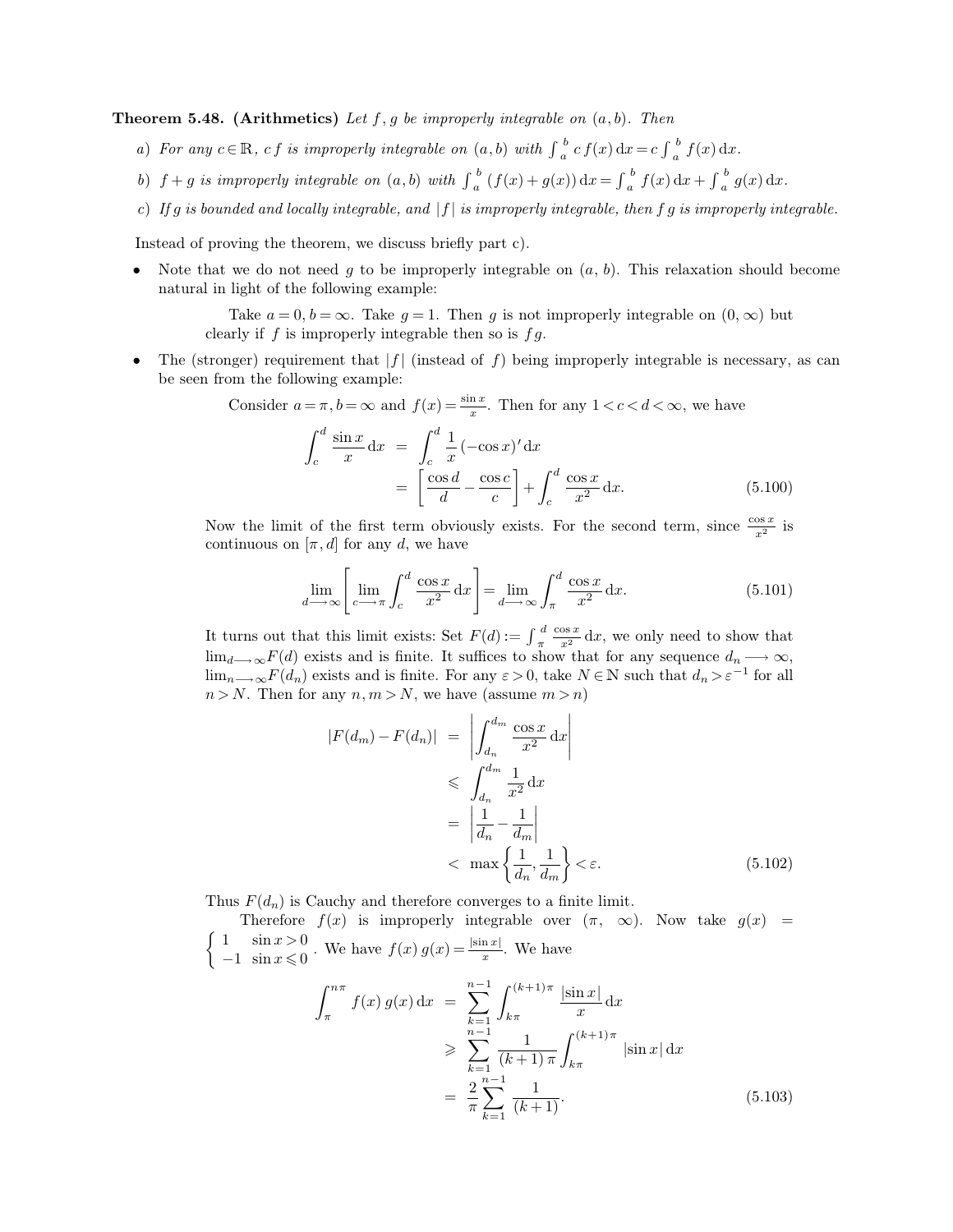**Theorem 5.48. (Arithmetics)** *Let $f, g$ be improperly integrable on $(a, b)$. Then*

*a) For any $c \in \mathbb{R}$, $c\,f$ is improperly integrable on $(a, b)$ with $\int_a^b c\,f(x)\,\mathrm{d}x = c\int_a^b f(x)\,\mathrm{d}x$.*

*b) $f+g$ is improperly integrable on $(a, b)$ with $\int_a^b (f(x)+g(x))\,\mathrm{d}x = \int_a^b f(x)\,\mathrm{d}x + \int_a^b g(x)\,\mathrm{d}x$.*

*c) If $g$ is bounded and locally integrable, and $|f|$ is improperly integrable, then $f\,g$ is improperly integrable.*

Instead of proving the theorem, we discuss briefly part c).

- Note that we do not need $g$ to be improperly integrable on $(a, b)$. This relaxation should become natural in light of the following example:

  Take $a=0, b=\infty$. Take $g=1$. Then $g$ is not improperly integrable on $(0, \infty)$ but clearly if $f$ is improperly integrable then so is $f\,g$.

- The (stronger) requirement that $|f|$ (instead of $f$) being improperly integrable is necessary, as can be seen from the following example:

  Consider $a=\pi, b=\infty$ and $f(x)=\frac{\sin x}{x}$. Then for any $1<c<d<\infty$, we have

$$\begin{aligned}\int_c^d \frac{\sin x}{x}\,\mathrm{d}x &= \int_c^d \frac{1}{x}(-\cos x)'\,\mathrm{d}x \\ &= \left[\frac{\cos d}{d} - \frac{\cos c}{c}\right] + \int_c^d \frac{\cos x}{x^2}\,\mathrm{d}x. \end{aligned} \tag{5.100}$$

  Now the limit of the first term obviously exists. For the second term, since $\frac{\cos x}{x^2}$ is continuous on $[\pi, d]$ for any $d$, we have

$$\lim_{d\longrightarrow\infty}\left[\lim_{c\longrightarrow\pi}\int_c^d \frac{\cos x}{x^2}\,\mathrm{d}x\right] = \lim_{d\longrightarrow\infty}\int_\pi^d \frac{\cos x}{x^2}\,\mathrm{d}x. \tag{5.101}$$

  It turns out that this limit exists: Set $F(d) := \int_\pi^d \frac{\cos x}{x^2}\,\mathrm{d}x$, we only need to show that $\lim_{d\longrightarrow\infty} F(d)$ exists and is finite. It suffices to show that for any sequence $d_n \longrightarrow \infty$, $\lim_{n\longrightarrow\infty} F(d_n)$ exists and is finite. For any $\varepsilon>0$, take $N\in\mathbb{N}$ such that $d_n > \varepsilon^{-1}$ for all $n>N$. Then for any $n, m>N$, we have (assume $m>n$)

$$\begin{aligned}|F(d_m)-F(d_n)| &= \left|\int_{d_n}^{d_m} \frac{\cos x}{x^2}\,\mathrm{d}x\right| \\ &\leqslant \int_{d_n}^{d_m} \frac{1}{x^2}\,\mathrm{d}x \\ &= \left|\frac{1}{d_n} - \frac{1}{d_m}\right| \\ &< \max\left\{\frac{1}{d_n}, \frac{1}{d_m}\right\} < \varepsilon. \end{aligned} \tag{5.102}$$

  Thus $F(d_n)$ is Cauchy and therefore converges to a finite limit.

  Therefore $f(x)$ is improperly integrable over $(\pi, \infty)$. Now take $g(x) = \begin{cases} 1 & \sin x > 0 \\ -1 & \sin x \leqslant 0 \end{cases}$. We have $f(x)\,g(x) = \frac{|\sin x|}{x}$. We have

$$\begin{aligned}\int_\pi^{n\pi} f(x)\,g(x)\,\mathrm{d}x &= \sum_{k=1}^{n-1}\int_{k\pi}^{(k+1)\pi} \frac{|\sin x|}{x}\,\mathrm{d}x \\ &\geqslant \sum_{k=1}^{n-1} \frac{1}{(k+1)\,\pi}\int_{k\pi}^{(k+1)\pi} |\sin x|\,\mathrm{d}x \\ &= \frac{2}{\pi}\sum_{k=1}^{n-1}\frac{1}{(k+1)}. \end{aligned} \tag{5.103}$$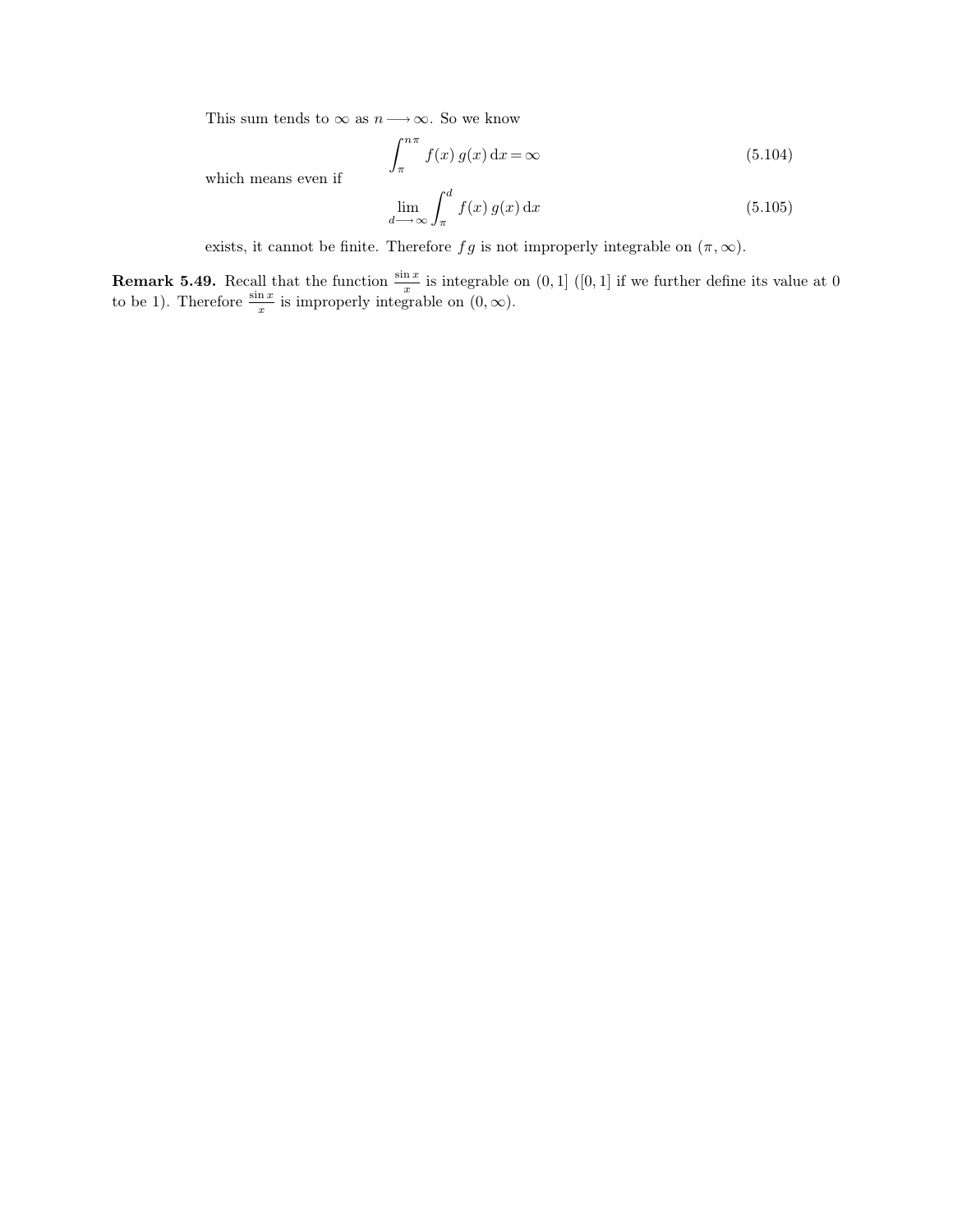This sum tends to $\infty$ as $n \longrightarrow \infty$. So we know

$$\int_{\pi}^{n\pi} f(x)\, g(x)\, \mathrm{d}x = \infty \tag{5.104}$$

which means even if

$$\lim_{d \longrightarrow \infty} \int_{\pi}^{d} f(x)\, g(x)\, \mathrm{d}x \tag{5.105}$$

exists, it cannot be finite. Therefore $f g$ is not improperly integrable on $(\pi, \infty)$.

**Remark 5.49.** Recall that the function $\frac{\sin x}{x}$ is integrable on $(0, 1]$ ($[0, 1]$ if we further define its value at 0 to be 1). Therefore $\frac{\sin x}{x}$ is improperly integrable on $(0, \infty)$.